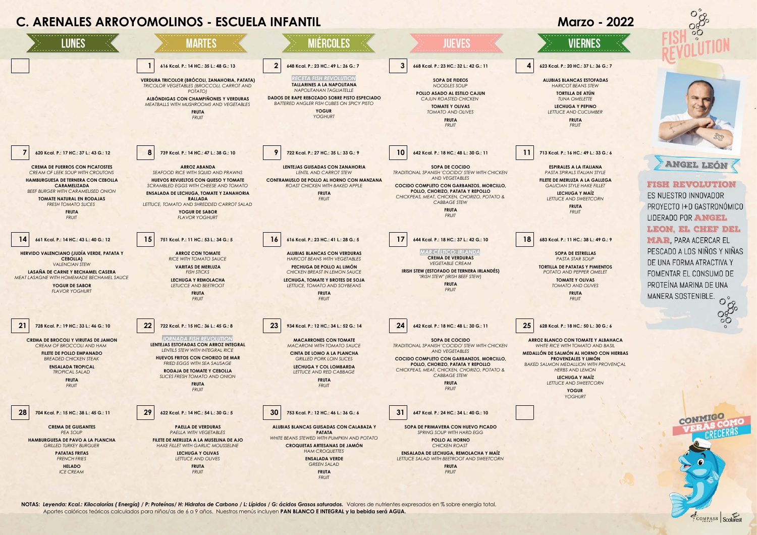# C. ARENALES ARROYOMOLINOS - ESCUELA INFANTIL

## Marzo - 2022

| LUNES | MARTES | MIÉRCOLES | JUEVES | VIERNES |
|---|---|---|---|---|
| | **1** 616 Kcal. P.: 14 HC.: 35 L.: 48 G.: 13<br>**VERDURA TRICOLOR (BRÓCOLI, ZANAHORIA, PATATA)**<br>*TRICOLOR VEGETABLES (BROCCOLI, CARROT AND POTATO)*<br>**ALBÓNDIGAS CON CHAMPIÑONES Y VERDURAS**<br>*MEATBALLS WITH MUSHROOMS AND VEGETABLES*<br>**FRUTA**<br>*FRUIT* | **2** 648 Kcal. P.: 23 HC.: 49 L.: 26 G.: 7<br>*RECETA FISH REVOLUTION*<br>**TALLARINES A LA NAPOLITANA**<br>*NAPOLITANAN TAGLIATELLE*<br>**DADOS DE RAPE REBOZADO SOBRE PISTO ESPECIADO**<br>*BATTERED ANGLER FISH CUBES ON SPICY PISTO*<br>**YOGUR**<br>*YOGHURT* | **3** 668 Kcal. P.: 23 HC.: 32 L.: 42 G.: 11<br>**SOPA DE FIDEOS**<br>*NOODLES SOUP*<br>**POLLO ASADO AL ESTILO CAJUN**<br>*CAJUN ROASTED CHICKEN*<br>**TOMATE Y OLIVAS**<br>*TOMATO AND OLIVES*<br>**FRUTA**<br>*FRUIT* | **4** 623 Kcal. P.: 20 HC.: 37 L.: 36 G.: 7<br>**ALUBIAS BLANCAS ESTOFADAS**<br>*HARICOT BEANS STEW*<br>**TORTILLA DE ATÚN**<br>*TUNA OMELETTE*<br>**LECHUGA Y PEPINO**<br>*LETTUCE AND CUCUMBER*<br>**FRUTA**<br>*FRUIT* |
| **7** 620 Kcal. P.: 17 HC.: 37 L.: 43 G.: 12<br>**CREMA DE PUERROS CON PICATOSTES**<br>*CREAM OF LEEK SOUP WITH CROUTONS*<br>**HAMBURGUESA DE TERNERA CON CEBOLLA CARAMELIZADA**<br>*BEEF BURGER WITH CARAMELISED ONION*<br>**TOMATE NATURAL EN RODAJAS**<br>*FRESH TOMATO SLICES*<br>**FRUTA**<br>*FRUIT* | **8** 739 Kcal. P.: 14 HC.: 47 L.: 38 G.: 10<br>**ARROZ ABANDA**<br>*SEAFOOD RICE WITH SQUID AND PRAWNS*<br>**HUEVOS REVUELTOS CON QUESO Y TOMATE**<br>*SCRAMBLED EGGS WITH CHEESE AND TOMATO*<br>**ENSALADA DE LECHUGA, TOMATE Y ZANAHORIA RALLADA**<br>*LETTUCE, TOMATO AND SHREDDED CARROT SALAD*<br>**YOGUR DE SABOR**<br>*FLAVOR YOGHURT* | **9** 722 Kcal. P.: 27 HC.: 35 L.: 33 G.: 9<br>**LENTEJAS GUISADAS CON ZANAHORIA**<br>*LENTIL AND CARROT STEW*<br>**CONTRAMUSLO DE POLLO AL HORNO CON MANZANA**<br>*ROAST CHICKEN WITH BAKED APPLE*<br>**FRUTA**<br>*FRUIT* | **10** 642 Kcal. P.: 18 HC.: 48 L.: 30 G.: 11<br>**SOPA DE COCIDO**<br>*TRADITIONAL SPANISH 'COCIDO' STEW WITH CHICKEN AND VEGETABLES*<br>**COCIDO COMPLETO CON GARBANZOS, MORCILLO, POLLO, CHORIZO, PATATA Y REPOLLO**<br>*CHICKPEAS, MEAT, CHICKEN, CHORIZO, POTATO & CABBAGE STEW*<br>**FRUTA**<br>*FRUIT* | **11** 713 Kcal. P.: 16 HC.: 49 L.: 33 G.: 6<br>**ESPIRALES A LA ITALIANA**<br>*PASTA SPIRALS ITALIAN STYLE*<br>**FILETE DE MERLUZA A LA GALLEGA**<br>*GALICIAN STYLE HAKE FILLET*<br>**LECHUGA Y MAÍZ**<br>*LETTUCE AND SWEETCORN*<br>**FRUTA**<br>*FRUIT* |
| **14** 661 Kcal. P.: 14 HC.: 43 L.: 40 G.: 12<br>**HERVIDO VALENCIANO (JUDÍA VERDE, PATATA Y CEBOLLA)**<br>*VALENCIAN STEW*<br>**LASAÑA DE CARNE Y BECHAMEL CASERA**<br>*MEAT LASAGNE WITH HOMEMADE BECHAMEL SAUCE*<br>**YOGUR DE SABOR**<br>*FLAVOR YOGHURT* | **15** 751 Kcal. P.: 11 HC.: 53 L.: 34 G.: 5<br>**ARROZ CON TOMATE**<br>*RICE WITH TOMATO SAUCE*<br>**VARITAS DE MERLUZA**<br>*FISH STICKS*<br>**LECHUGA Y REMOLACHA**<br>*LETUCCE AND BEETROOT*<br>**FRUTA**<br>*FRUIT* | **16** 616 Kcal. P.: 23 HC.: 41 L.: 28 G.: 5<br>**ALUBIAS BLANCAS CON VERDURAS**<br>*HARICOT BEANS WITH VEGETABLES*<br>**PECHUGA DE POLLO AL LIMÓN**<br>*CHICKEN BREAST IN LEMON SAUCE*<br>**LECHUGA, TOMATE Y BROTES DE SOJA**<br>*LETTUCE, TOMATO AND SOYBEANS*<br>**FRUTA**<br>*FRUIT* | **17** 644 Kcal. P.: 18 HC.: 37 L.: 42 G.: 10<br>*MAR CÉLTICO: IRLANDA*<br>**CREMA DE VERDURAS**<br>*VEGETABLE CREAM*<br>**IRISH STEW (ESTOFADO DE TERNERA IRLANDÉS)**<br>*"IRISH STEW" (IRISH BEEF STEW)*<br>**FRUTA**<br>*FRUIT* | **18** 683 Kcal. P.: 11 HC.: 38 L.: 49 G.: 9<br>**SOPA DE ESTRELLAS**<br>*PASTA STAR SOUP*<br>**TORTILLA DE PATATAS Y PIMIENTOS**<br>*POTATO AND PEPPER OMELET*<br>**TOMATE Y OLIVAS**<br>*TOMATO AND OLIVES*<br>**FRUTA**<br>*FRUIT* |
| **21** 728 Kcal. P.: 19 HC.: 33 L.: 46 G.: 10<br>**CREMA DE BROCOLI Y VIRUTAS DE JAMON**<br>*CREAM OF BROCCOLI AND HAM*<br>**FILETE DE POLLO EMPANADO**<br>*BREADED CHICKEN STEAK*<br>**ENSALADA TROPICAL**<br>*TROPICAL SALAD*<br>**FRUTA**<br>*FRUIT* | **22** 722 Kcal. P.: 15 HC.: 36 L.: 45 G.: 8<br>*JORNADA FISH REVOLUTION*<br>**LENTEJAS ESTOFADAS CON ARROZ INTEGRAL**<br>*LENTILS STEW WITH INTEGRAL RICE*<br>**HUEVOS FRITOS CON CHORIZO DE MAR**<br>*FRIED EGGS WITH SEA SAUSAGE*<br>**RODAJA DE TOMATE Y CEBOLLA**<br>*SLICES FRESH TOMATO AND ONION*<br>**FRUTA**<br>*FRUIT* | **23** 934 Kcal. P.: 12 HC.: 34 L.: 52 G.: 14<br>**MACARRONES CON TOMATE**<br>*MACARONI WITH TOMATO SAUCE*<br>**CINTA DE LOMO A LA PLANCHA**<br>*GRILLED PORK LOIN SLICES*<br>**LECHUGA Y COL LOMBARDA**<br>*LETTUCE AND RED CABBAGE*<br>**FRUTA**<br>*FRUIT* | **24** 642 Kcal. P.: 18 HC.: 48 L.: 30 G.: 11<br>**SOPA DE COCIDO**<br>*TRADITIONAL SPANISH 'COCIDO' STEW WITH CHICKEN AND VEGETABLES*<br>**COCIDO COMPLETO CON GARBANZOS, MORCILLO, POLLO, CHORIZO, PATATA Y REPOLLO**<br>*CHICKPEAS, MEAT, CHICKEN, CHORIZO, POTATO & CABBAGE STEW*<br>**FRUTA**<br>*FRUIT* | **25** 628 Kcal. P.: 18 HC.: 50 L.: 30 G.: 6<br>**ARROZ BLANCO CON TOMATE Y ALBAHACA**<br>*WHITE RICE WITH TOMATO AND BASIL*<br>**MEDALLÓN DE SALMÓN AL HORNO CON HIERBAS PROVENZALES Y LIMÓN**<br>*BAKED SALMON MEDALLION WITH PROVENÇAL HERBS AND LEMON*<br>**LECHUGA Y MAÍZ**<br>*LETTUCE AND SWEETCORN*<br>**YOGUR**<br>*YOGHURT* |
| **28** 704 Kcal. P.: 15 HC.: 38 L.: 45 G.: 11<br>**CREMA DE GUISANTES**<br>*PEA SOUP*<br>**HAMBURGUESA DE PAVO A LA PLANCHA**<br>*GRILLED TURKEY BURGUER*<br>**PATATAS FRITAS**<br>*FRENCH FRIES*<br>**HELADO**<br>*ICE CREAM* | **29** 622 Kcal. P.: 14 HC.: 54 L.: 30 G.: 5<br>**PAELLA DE VERDURAS**<br>*PAELLA WITH VEGETABLES*<br>**FILETE DE MERLUZA A LA MUSELINA DE AJO**<br>*HAKE FILLET WITH GARLIC MOUSSELINE*<br>**LECHUGA Y OLIVAS**<br>*LETTUCE AND OLIVES*<br>**FRUTA**<br>*FRUIT* | **30** 753 Kcal. P.: 12 HC.: 46 L.: 36 G.: 6<br>**ALUBIAS BLANCAS GUISADAS CON CALABAZA Y PATATA**<br>*WHITE BEANS STEWED WITH PUMPKIN AND POTATO*<br>**CROQUETAS ARTESANAS DE JAMÓN**<br>*HAM CROQUETTES*<br>**ENSALADA VERDE**<br>*GREEN SALAD*<br>**FRUTA**<br>*FRUIT* | **31** 647 Kcal. P.: 24 HC.: 34 L.: 40 G.: 10<br>**SOPA DE PRIMAVERA CON HUEVO PICADO**<br>*SPRING SOUP WITH HARD EGG*<br>**POLLO AL HORNO**<br>*CHICKEN ROAST*<br>**ENSALADA DE LECHUGA, REMOLACHA Y MAÍZ**<br>*LETTUCE SALAD WITH BEETROOT AND SWEETCORN*<br>**FRUTA**<br>*FRUIT* | |

**FISH REVOLUTION**

**ANGEL LEÓN**

**FISH REVOLUTION** ES NUESTRO INNOVADOR PROYECTO I+D GASTRONÓMICO LIDERADO POR **ANGEL LEON, EL CHEF DEL MAR**, PARA ACERCAR EL PESCADO A LOS NIÑOS Y NIÑAS DE UNA FORMA ATRACTIVA Y FOMENTAR EL CONSUMO DE PROTEÍNA MARINA DE UNA MANERA SOSTENIBLE.

CONMIGO VERÁS CÓMO CRECERÁS

**NOTAS:** ***Leyenda: Kcal.: Kilocalorías ( Energía) / P: Proteínas/ H: Hidratos de Carbono / L: Lípidos / G: ácidos Grasos saturados.*** Valores de nutrientes expresados en % sobre energía total. Aportes calóricos teóricos calculados para niños/as de 6 a 9 años. Nuestros menús incluyen **PAN BLANCO E INTEGRAL y la bebida será AGUA.**

COMPASS | Scolarest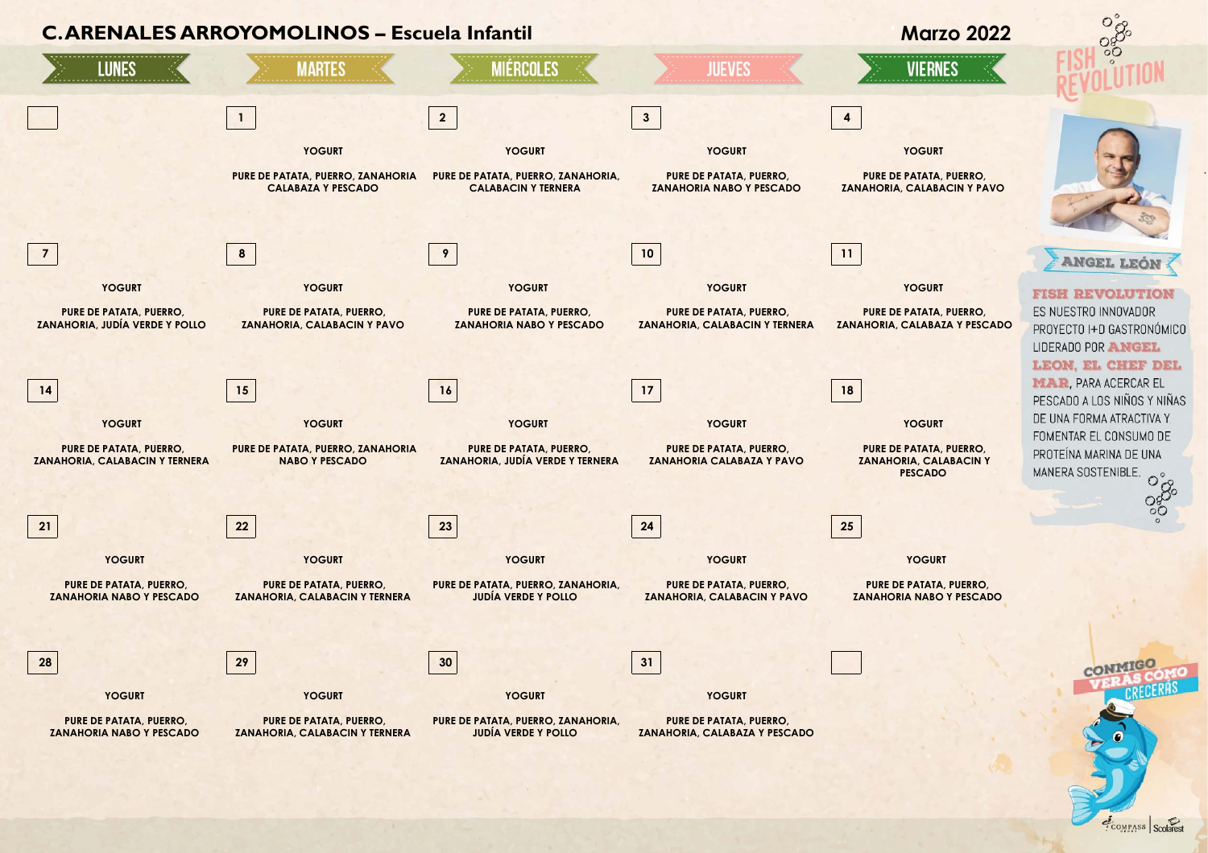# C. ARENALES ARROYOMOLINOS – Escuela Infantil

## Marzo 2022

| LUNES | MARTES | MIÉRCOLES | JUEVES | VIERNES |
|---|---|---|---|---|
| | **1**<br>YOGURT<br>PURE DE PATATA, PUERRO, ZANAHORIA CALABAZA Y PESCADO | **2**<br>YOGURT<br>PURE DE PATATA, PUERRO, ZANAHORIA, CALABACIN Y TERNERA | **3**<br>YOGURT<br>PURE DE PATATA, PUERRO, ZANAHORIA NABO Y PESCADO | **4**<br>YOGURT<br>PURE DE PATATA, PUERRO, ZANAHORIA, CALABACIN Y PAVO |
| **7**<br>YOGURT<br>PURE DE PATATA, PUERRO, ZANAHORIA, JUDÍA VERDE Y POLLO | **8**<br>YOGURT<br>PURE DE PATATA, PUERRO, ZANAHORIA, CALABACIN Y PAVO | **9**<br>YOGURT<br>PURE DE PATATA, PUERRO, ZANAHORIA NABO Y PESCADO | **10**<br>YOGURT<br>PURE DE PATATA, PUERRO, ZANAHORIA, CALABACIN Y TERNERA | **11**<br>YOGURT<br>PURE DE PATATA, PUERRO, ZANAHORIA, CALABAZA Y PESCADO |
| **14**<br>YOGURT<br>PURE DE PATATA, PUERRO, ZANAHORIA, CALABACIN Y TERNERA | **15**<br>YOGURT<br>PURE DE PATATA, PUERRO, ZANAHORIA NABO Y PESCADO | **16**<br>YOGURT<br>PURE DE PATATA, PUERRO, ZANAHORIA, JUDÍA VERDE Y TERNERA | **17**<br>YOGURT<br>PURE DE PATATA, PUERRO, ZANAHORIA CALABAZA Y PAVO | **18**<br>YOGURT<br>PURE DE PATATA, PUERRO, ZANAHORIA, CALABACIN Y PESCADO |
| **21**<br>YOGURT<br>PURE DE PATATA, PUERRO, ZANAHORIA NABO Y PESCADO | **22**<br>YOGURT<br>PURE DE PATATA, PUERRO, ZANAHORIA, CALABACIN Y TERNERA | **23**<br>YOGURT<br>PURE DE PATATA, PUERRO, ZANAHORIA, JUDÍA VERDE Y POLLO | **24**<br>YOGURT<br>PURE DE PATATA, PUERRO, ZANAHORIA, CALABACIN Y PAVO | **25**<br>YOGURT<br>PURE DE PATATA, PUERRO, ZANAHORIA NABO Y PESCADO |
| **28**<br>YOGURT<br>PURE DE PATATA, PUERRO, ZANAHORIA NABO Y PESCADO | **29**<br>YOGURT<br>PURE DE PATATA, PUERRO, ZANAHORIA, CALABACIN Y TERNERA | **30**<br>YOGURT<br>PURE DE PATATA, PUERRO, ZANAHORIA, JUDÍA VERDE Y POLLO | **31**<br>YOGURT<br>PURE DE PATATA, PUERRO, ZANAHORIA, CALABAZA Y PESCADO | |

FISH REVOLUTION

ANGEL LEÓN

**FISH REVOLUTION** ES NUESTRO INNOVADOR PROYECTO I+D GASTRONÓMICO LIDERADO POR **ANGEL LEON, EL CHEF DEL MAR**, PARA ACERCAR EL PESCADO A LOS NIÑOS Y NIÑAS DE UNA FORMA ATRACTIVA Y FOMENTAR EL CONSUMO DE PROTEÍNA MARINA DE UNA MANERA SOSTENIBLE.

CONMIGO VERÁS CÓMO CRECERÁS

COMPASS | Scolarest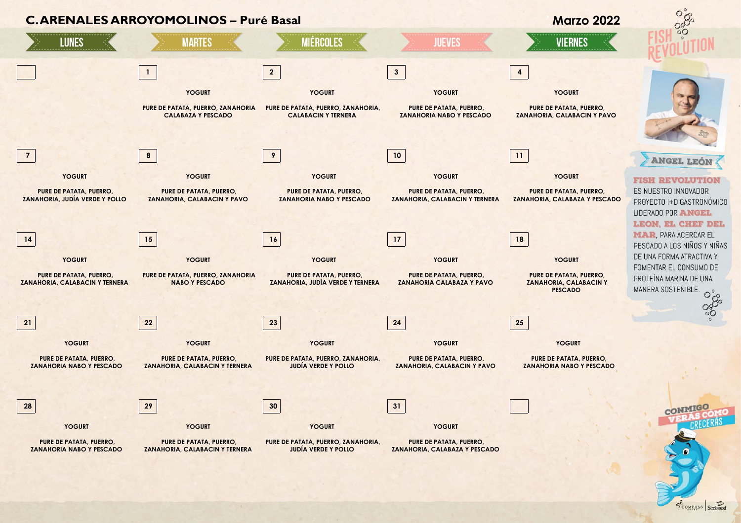# C. ARENALES ARROYOMOLINOS – Puré Basal

## Marzo 2022

| LUNES | MARTES | MIÉRCOLES | JUEVES | VIERNES |
|---|---|---|---|---|
| | **1** YOGURT PURE DE PATATA, PUERRO, ZANAHORIA CALABAZA Y PESCADO | **2** YOGURT PURE DE PATATA, PUERRO, ZANAHORIA, CALABACIN Y TERNERA | **3** YOGURT PURE DE PATATA, PUERRO, ZANAHORIA NABO Y PESCADO | **4** YOGURT PURE DE PATATA, PUERRO, ZANAHORIA, CALABACIN Y PAVO |
| **7** YOGURT PURE DE PATATA, PUERRO, ZANAHORIA, JUDÍA VERDE Y POLLO | **8** YOGURT PURE DE PATATA, PUERRO, ZANAHORIA, CALABACIN Y PAVO | **9** YOGURT PURE DE PATATA, PUERRO, ZANAHORIA NABO Y PESCADO | **10** YOGURT PURE DE PATATA, PUERRO, ZANAHORIA, CALABACIN Y TERNERA | **11** YOGURT PURE DE PATATA, PUERRO, ZANAHORIA, CALABAZA Y PESCADO |
| **14** YOGURT PURE DE PATATA, PUERRO, ZANAHORIA, CALABACIN Y TERNERA | **15** YOGURT PURE DE PATATA, PUERRO, ZANAHORIA NABO Y PESCADO | **16** YOGURT PURE DE PATATA, PUERRO, ZANAHORIA, JUDÍA VERDE Y TERNERA | **17** YOGURT PURE DE PATATA, PUERRO, ZANAHORIA CALABAZA Y PAVO | **18** YOGURT PURE DE PATATA, PUERRO, ZANAHORIA, CALABACIN Y PESCADO |
| **21** YOGURT PURE DE PATATA, PUERRO, ZANAHORIA NABO Y PESCADO | **22** YOGURT PURE DE PATATA, PUERRO, ZANAHORIA, CALABACIN Y TERNERA | **23** YOGURT PURE DE PATATA, PUERRO, ZANAHORIA, JUDÍA VERDE Y POLLO | **24** YOGURT PURE DE PATATA, PUERRO, ZANAHORIA, CALABACIN Y PAVO | **25** YOGURT PURE DE PATATA, PUERRO, ZANAHORIA NABO Y PESCADO |
| **28** YOGURT PURE DE PATATA, PUERRO, ZANAHORIA NABO Y PESCADO | **29** YOGURT PURE DE PATATA, PUERRO, ZANAHORIA, CALABACIN Y TERNERA | **30** YOGURT PURE DE PATATA, PUERRO, ZANAHORIA, JUDÍA VERDE Y POLLO | **31** YOGURT PURE DE PATATA, PUERRO, ZANAHORIA, CALABAZA Y PESCADO | |

FISH REVOLUTION

ANGEL LEÓN

**FISH REVOLUTION** ES NUESTRO INNOVADOR PROYECTO I+D GASTRONÓMICO LIDERADO POR **ANGEL LEON, EL CHEF DEL MAR**, PARA ACERCAR EL PESCADO A LOS NIÑOS Y NIÑAS DE UNA FORMA ATRACTIVA Y FOMENTAR EL CONSUMO DE PROTEÍNA MARINA DE UNA MANERA SOSTENIBLE.

CONMIGO VERÁS CÓMO CRECERÁS

COMPASS | Scolarest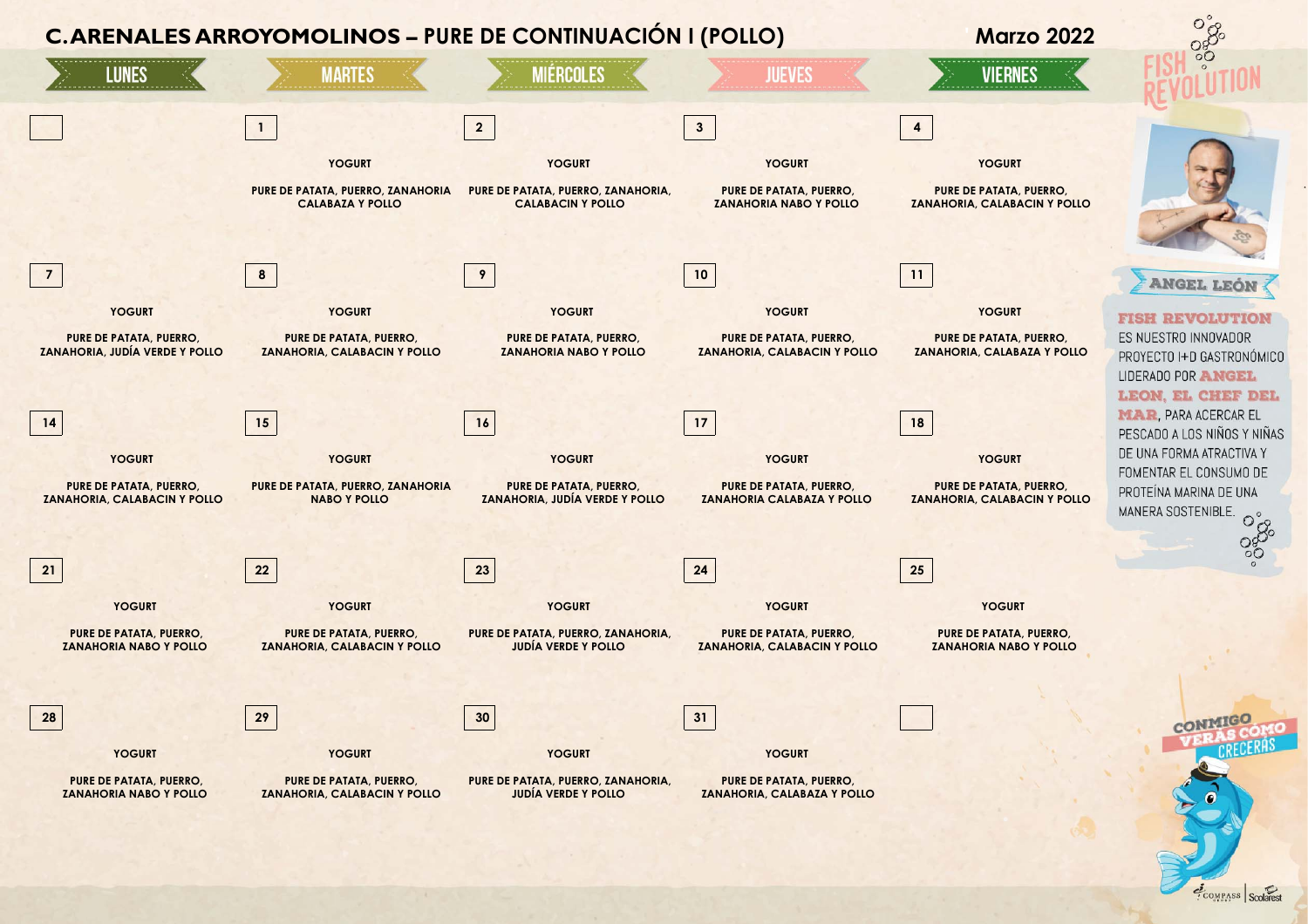# C. ARENALES ARROYOMOLINOS – PURE DE CONTINUACIÓN I (POLLO)

**Marzo 2022**

| LUNES | MARTES | MIÉRCOLES | JUEVES | VIERNES |
|---|---|---|---|---|
| | **1** YOGURT PURE DE PATATA, PUERRO, ZANAHORIA CALABAZA Y POLLO | **2** YOGURT PURE DE PATATA, PUERRO, ZANAHORIA, CALABACIN Y POLLO | **3** YOGURT PURE DE PATATA, PUERRO, ZANAHORIA NABO Y POLLO | **4** YOGURT PURE DE PATATA, PUERRO, ZANAHORIA, CALABACIN Y POLLO |
| **7** YOGURT PURE DE PATATA, PUERRO, ZANAHORIA, JUDÍA VERDE Y POLLO | **8** YOGURT PURE DE PATATA, PUERRO, ZANAHORIA, CALABACIN Y POLLO | **9** YOGURT PURE DE PATATA, PUERRO, ZANAHORIA NABO Y POLLO | **10** YOGURT PURE DE PATATA, PUERRO, ZANAHORIA, CALABACIN Y POLLO | **11** YOGURT PURE DE PATATA, PUERRO, ZANAHORIA, CALABAZA Y POLLO |
| **14** YOGURT PURE DE PATATA, PUERRO, ZANAHORIA, CALABACIN Y POLLO | **15** YOGURT PURE DE PATATA, PUERRO, ZANAHORIA NABO Y POLLO | **16** YOGURT PURE DE PATATA, PUERRO, ZANAHORIA, JUDÍA VERDE Y POLLO | **17** YOGURT PURE DE PATATA, PUERRO, ZANAHORIA CALABAZA Y POLLO | **18** YOGURT PURE DE PATATA, PUERRO, ZANAHORIA, CALABACIN Y POLLO |
| **21** YOGURT PURE DE PATATA, PUERRO, ZANAHORIA NABO Y POLLO | **22** YOGURT PURE DE PATATA, PUERRO, ZANAHORIA, CALABACIN Y POLLO | **23** YOGURT PURE DE PATATA, PUERRO, ZANAHORIA, JUDÍA VERDE Y POLLO | **24** YOGURT PURE DE PATATA, PUERRO, ZANAHORIA, CALABACIN Y POLLO | **25** YOGURT PURE DE PATATA, PUERRO, ZANAHORIA NABO Y POLLO |
| **28** YOGURT PURE DE PATATA, PUERRO, ZANAHORIA NABO Y POLLO | **29** YOGURT PURE DE PATATA, PUERRO, ZANAHORIA, CALABACIN Y POLLO | **30** YOGURT PURE DE PATATA, PUERRO, ZANAHORIA, JUDÍA VERDE Y POLLO | **31** YOGURT PURE DE PATATA, PUERRO, ZANAHORIA, CALABAZA Y POLLO | |

FISH REVOLUTION

ANGEL LEÓN

**FISH REVOLUTION** ES NUESTRO INNOVADOR PROYECTO I+D GASTRONÓMICO LIDERADO POR **ANGEL LEON, EL CHEF DEL MAR**, PARA ACERCAR EL PESCADO A LOS NIÑOS Y NIÑAS DE UNA FORMA ATRACTIVA Y FOMENTAR EL CONSUMO DE PROTEÍNA MARINA DE UNA MANERA SOSTENIBLE.

CONMIGO VERÁS CÓMO CRECERÁS

COMPASS | Scolarest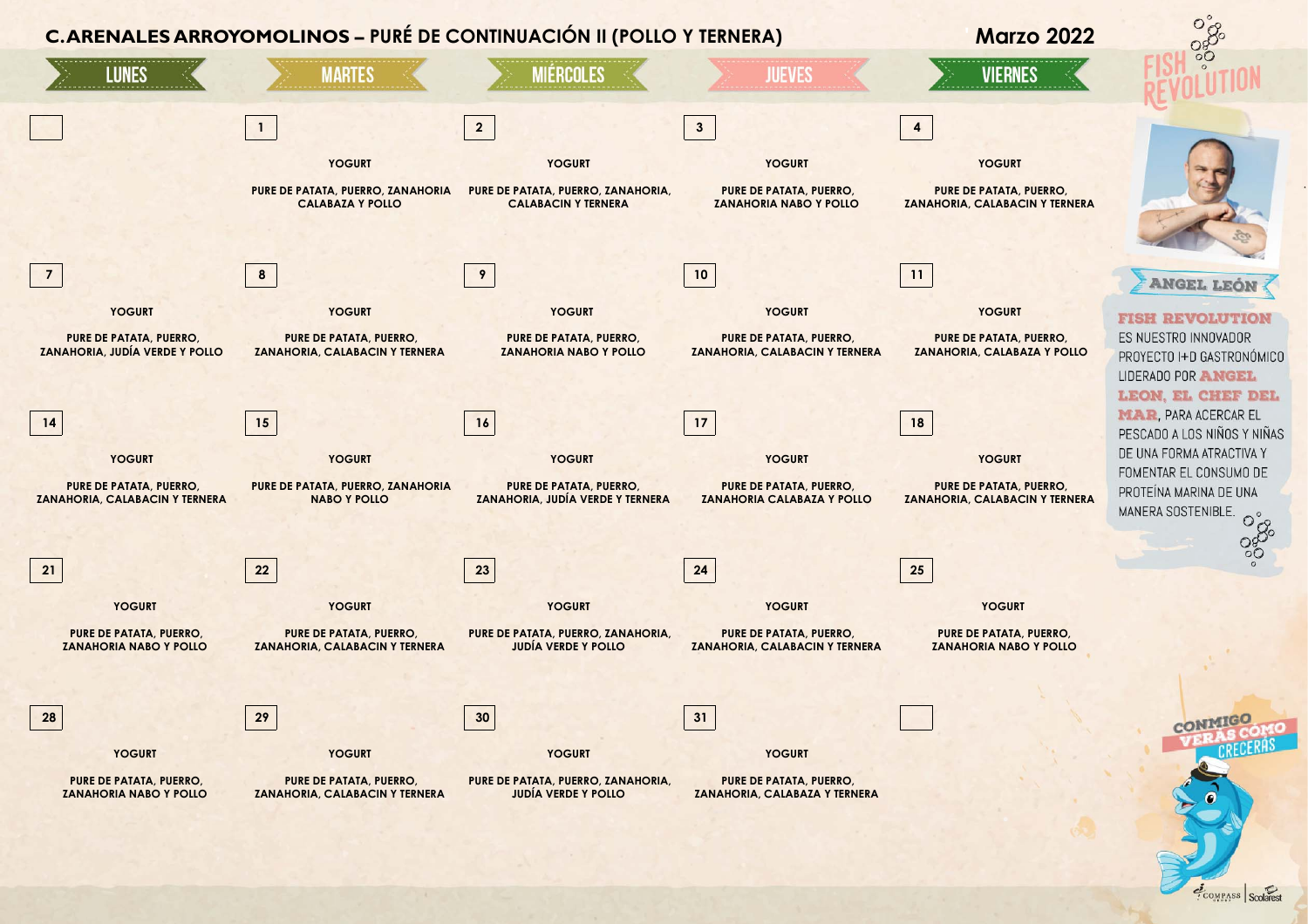# C.ARENALES ARROYOMOLINOS – PURÉ DE CONTINUACIÓN II (POLLO Y TERNERA)

## Marzo 2022

| LUNES | MARTES | MIÉRCOLES | JUEVES | VIERNES |
|---|---|---|---|---|
| | **1** YOGURT PURE DE PATATA, PUERRO, ZANAHORIA CALABAZA Y POLLO | **2** YOGURT PURE DE PATATA, PUERRO, ZANAHORIA, CALABACIN Y TERNERA | **3** YOGURT PURE DE PATATA, PUERRO, ZANAHORIA NABO Y POLLO | **4** YOGURT PURE DE PATATA, PUERRO, ZANAHORIA, CALABACIN Y TERNERA |
| **7** YOGURT PURE DE PATATA, PUERRO, ZANAHORIA, JUDÍA VERDE Y POLLO | **8** YOGURT PURE DE PATATA, PUERRO, ZANAHORIA, CALABACIN Y TERNERA | **9** YOGURT PURE DE PATATA, PUERRO, ZANAHORIA NABO Y POLLO | **10** YOGURT PURE DE PATATA, PUERRO, ZANAHORIA, CALABACIN Y TERNERA | **11** YOGURT PURE DE PATATA, PUERRO, ZANAHORIA, CALABAZA Y POLLO |
| **14** YOGURT PURE DE PATATA, PUERRO, ZANAHORIA, CALABACIN Y TERNERA | **15** YOGURT PURE DE PATATA, PUERRO, ZANAHORIA NABO Y POLLO | **16** YOGURT PURE DE PATATA, PUERRO, ZANAHORIA, JUDÍA VERDE Y TERNERA | **17** YOGURT PURE DE PATATA, PUERRO, ZANAHORIA CALABAZA Y POLLO | **18** YOGURT PURE DE PATATA, PUERRO, ZANAHORIA, CALABACIN Y TERNERA |
| **21** YOGURT PURE DE PATATA, PUERRO, ZANAHORIA NABO Y POLLO | **22** YOGURT PURE DE PATATA, PUERRO, ZANAHORIA, CALABACIN Y TERNERA | **23** YOGURT PURE DE PATATA, PUERRO, ZANAHORIA, JUDÍA VERDE Y POLLO | **24** YOGURT PURE DE PATATA, PUERRO, ZANAHORIA, CALABACIN Y TERNERA | **25** YOGURT PURE DE PATATA, PUERRO, ZANAHORIA NABO Y POLLO |
| **28** YOGURT PURE DE PATATA, PUERRO, ZANAHORIA NABO Y POLLO | **29** YOGURT PURE DE PATATA, PUERRO, ZANAHORIA, CALABACIN Y TERNERA | **30** YOGURT PURE DE PATATA, PUERRO, ZANAHORIA, JUDÍA VERDE Y POLLO | **31** YOGURT PURE DE PATATA, PUERRO, ZANAHORIA, CALABAZA Y TERNERA | |

FISH REVOLUTION

ANGEL LEÓN

**FISH REVOLUTION** ES NUESTRO INNOVADOR PROYECTO I+D GASTRONÓMICO LIDERADO POR **ANGEL LEON, EL CHEF DEL MAR**, PARA ACERCAR EL PESCADO A LOS NIÑOS Y NIÑAS DE UNA FORMA ATRACTIVA Y FOMENTAR EL CONSUMO DE PROTEÍNA MARINA DE UNA MANERA SOSTENIBLE.

CONMIGO VERÁS CÓMO CRECERÁS

COMPASS | Scolarest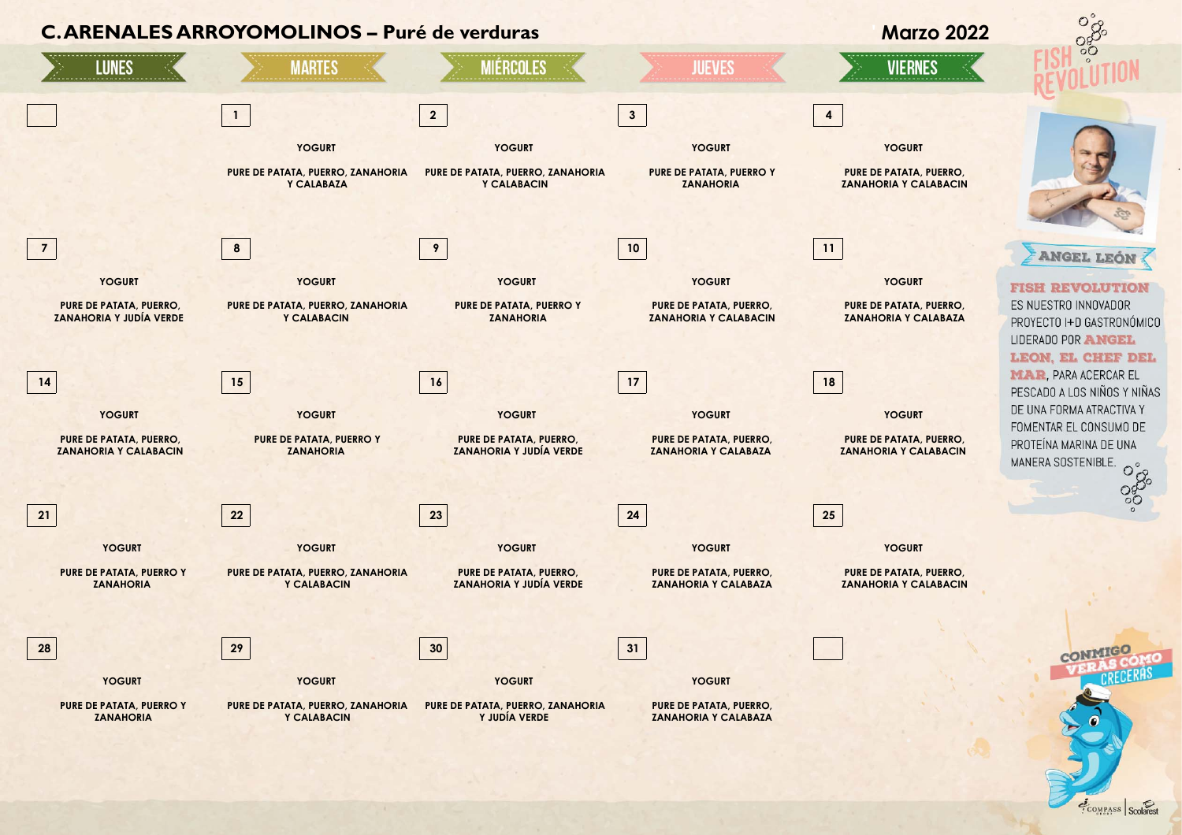# C. ARENALES ARROYOMOLINOS – Puré de verduras

## Marzo 2022

| LUNES | MARTES | MIÉRCOLES | JUEVES | VIERNES |
|---|---|---|---|---|
| | **1**<br>YOGURT<br>PURE DE PATATA, PUERRO, ZANAHORIA Y CALABAZA | **2**<br>YOGURT<br>PURE DE PATATA, PUERRO, ZANAHORIA Y CALABACIN | **3**<br>YOGURT<br>PURE DE PATATA, PUERRO Y ZANAHORIA | **4**<br>YOGURT<br>PURE DE PATATA, PUERRO, ZANAHORIA Y CALABACIN |
| **7**<br>YOGURT<br>PURE DE PATATA, PUERRO, ZANAHORIA Y JUDÍA VERDE | **8**<br>YOGURT<br>PURE DE PATATA, PUERRO, ZANAHORIA Y CALABACIN | **9**<br>YOGURT<br>PURE DE PATATA, PUERRO Y ZANAHORIA | **10**<br>YOGURT<br>PURE DE PATATA, PUERRO, ZANAHORIA Y CALABACIN | **11**<br>YOGURT<br>PURE DE PATATA, PUERRO, ZANAHORIA Y CALABAZA |
| **14**<br>YOGURT<br>PURE DE PATATA, PUERRO, ZANAHORIA Y CALABACIN | **15**<br>YOGURT<br>PURE DE PATATA, PUERRO Y ZANAHORIA | **16**<br>YOGURT<br>PURE DE PATATA, PUERRO, ZANAHORIA Y JUDÍA VERDE | **17**<br>YOGURT<br>PURE DE PATATA, PUERRO, ZANAHORIA Y CALABAZA | **18**<br>YOGURT<br>PURE DE PATATA, PUERRO, ZANAHORIA Y CALABACIN |
| **21**<br>YOGURT<br>PURE DE PATATA, PUERRO Y ZANAHORIA | **22**<br>YOGURT<br>PURE DE PATATA, PUERRO, ZANAHORIA Y CALABACIN | **23**<br>YOGURT<br>PURE DE PATATA, PUERRO, ZANAHORIA Y JUDÍA VERDE | **24**<br>YOGURT<br>PURE DE PATATA, PUERRO, ZANAHORIA Y CALABAZA | **25**<br>YOGURT<br>PURE DE PATATA, PUERRO, ZANAHORIA Y CALABACIN |
| **28**<br>YOGURT<br>PURE DE PATATA, PUERRO Y ZANAHORIA | **29**<br>YOGURT<br>PURE DE PATATA, PUERRO, ZANAHORIA Y CALABACIN | **30**<br>YOGURT<br>PURE DE PATATA, PUERRO, ZANAHORIA Y JUDÍA VERDE | **31**<br>YOGURT<br>PURE DE PATATA, PUERRO, ZANAHORIA Y CALABAZA | |

FISH REVOLUTION

ANGEL LEÓN

**FISH REVOLUTION** ES NUESTRO INNOVADOR PROYECTO I+D GASTRONÓMICO LIDERADO POR **ANGEL LEON, EL CHEF DEL MAR**, PARA ACERCAR EL PESCADO A LOS NIÑOS Y NIÑAS DE UNA FORMA ATRACTIVA Y FOMENTAR EL CONSUMO DE PROTEÍNA MARINA DE UNA MANERA SOSTENIBLE.

CONMIGO VERÁS CÓMO CRECERÁS

COMPASS | Scolarest